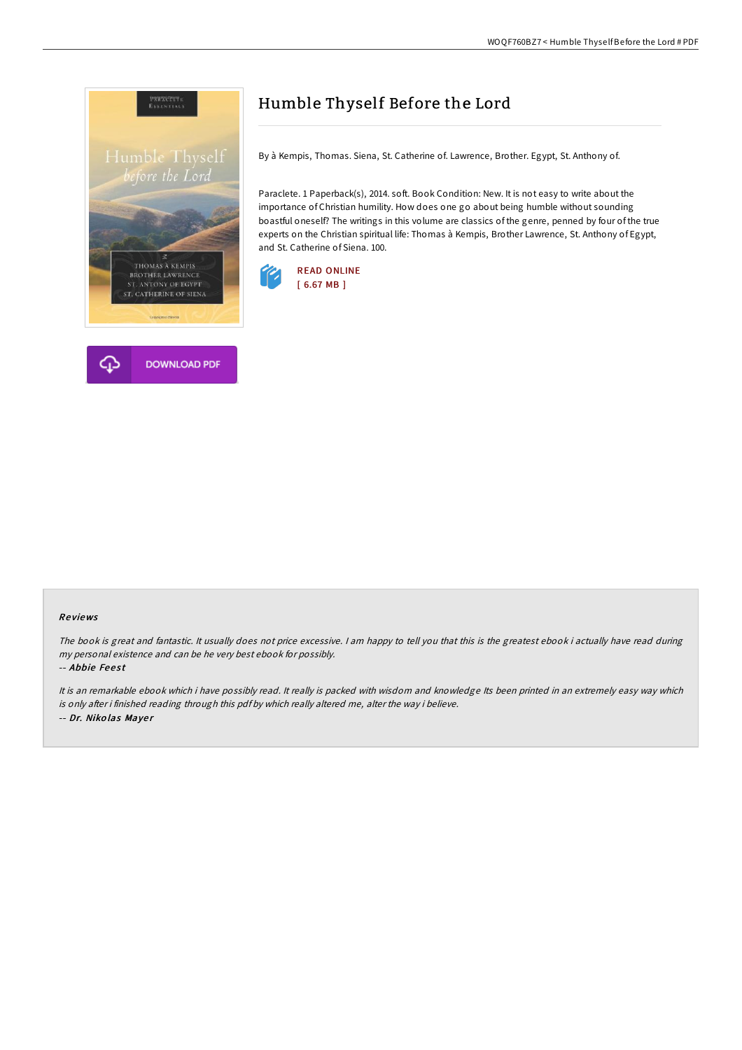# Humble Thyself Before the Lord

By à Kempis, Thomas. Siena, St. Catherine of. Lawrence, Brother. Egypt, St. Anthony of.

Paraclete. 1 Paperback(s), 2014. soft. Book Condition: New. It is not easy to write about the importance of Christian humility. How does one go about being humble without sounding boastful oneself? The writings in this volume are classics of the genre, penned by four of the true experts on the Christian spiritual life: Thomas à Kempis, Brother Lawrence, St. Anthony of Egypt, and St. Catherine of Siena. 100.

READ ONLINE
[ 6.67 MB ]

DOWNLOAD PDF

## Reviews

*The book is great and fantastic. It usually does not price excessive. I am happy to tell you that this is the greatest ebook i actually have read during my personal existence and can be he very best ebook for possibly.*

*-- Abbie Feest*

*It is an remarkable ebook which i have possibly read. It really is packed with wisdom and knowledge Its been printed in an extremely easy way which is only after i finished reading through this pdf by which really altered me, alter the way i believe.*

*-- Dr. Nikolas Mayer*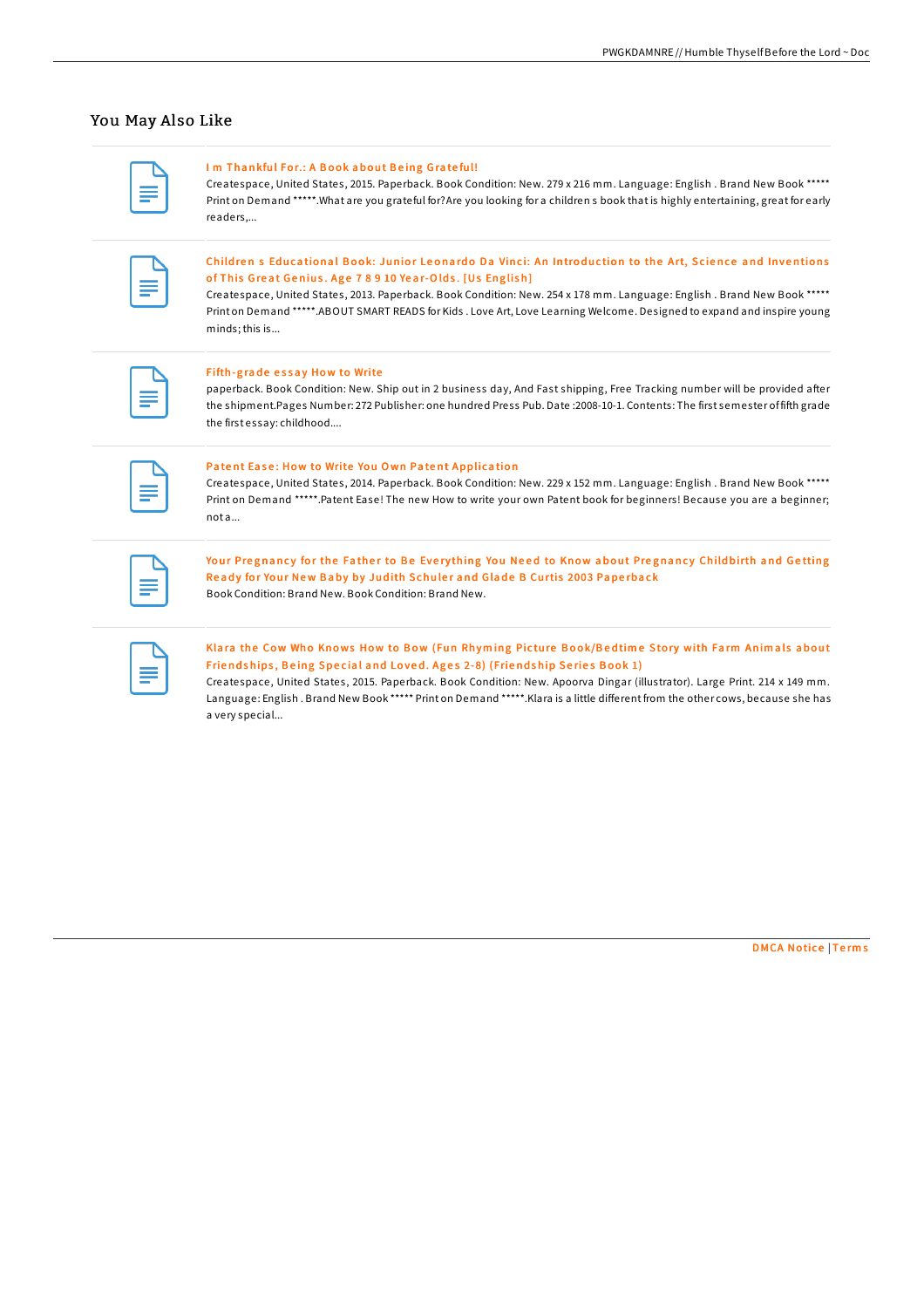## You May Also Like

### I m Thankful For.: A Book about Being Grateful!

Createspace, United States, 2015. Paperback. Book Condition: New. 279 x 216 mm. Language: English . Brand New Book ***** Print on Demand *****.What are you grateful for? Are you looking for a children s book that is highly entertaining, great for early readers,...

### Children s Educational Book: Junior Leonardo Da Vinci: An Introduction to the Art, Science and Inventions of This Great Genius. Age 7 8 9 10 Year-Olds. [Us English]

Createspace, United States, 2013. Paperback. Book Condition: New. 254 x 178 mm. Language: English . Brand New Book ***** Print on Demand *****.ABOUT SMART READS for Kids . Love Art, Love Learning Welcome. Designed to expand and inspire young minds; this is...

### Fifth-grade essay How to Write

paperback. Book Condition: New. Ship out in 2 business day, And Fast shipping, Free Tracking number will be provided after the shipment.Pages Number: 272 Publisher: one hundred Press Pub. Date :2008-10-1. Contents: The first semester of fifth grade the first essay: childhood....

### Patent Ease: How to Write You Own Patent Application

Createspace, United States, 2014. Paperback. Book Condition: New. 229 x 152 mm. Language: English . Brand New Book ***** Print on Demand *****.Patent Ease! The new How to write your own Patent book for beginners! Because you are a beginner; not a...

### Your Pregnancy for the Father to Be Everything You Need to Know about Pregnancy Childbirth and Getting Ready for Your New Baby by Judith Schuler and Glade B Curtis 2003 Paperback

Book Condition: Brand New. Book Condition: Brand New.

### Klara the Cow Who Knows How to Bow (Fun Rhyming Picture Book/Bedtime Story with Farm Animals about Friendships, Being Special and Loved. Ages 2-8) (Friendship Series Book 1)

Createspace, United States, 2015. Paperback. Book Condition: New. Apoorva Dingar (illustrator). Large Print. 214 x 149 mm. Language: English . Brand New Book ***** Print on Demand *****.Klara is a little different from the other cows, because she has a very special...

DMCA Notice | Terms